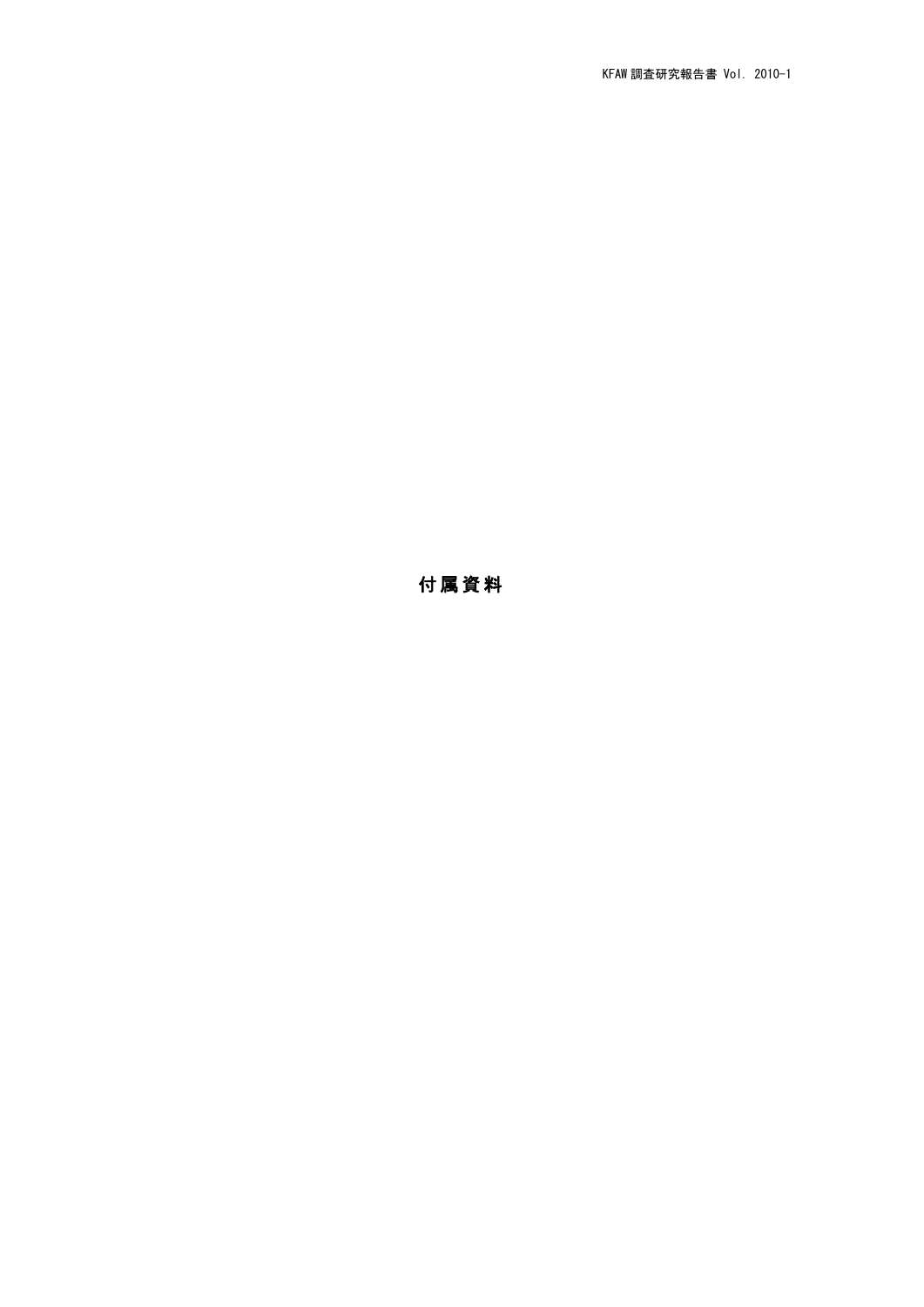# 付属資料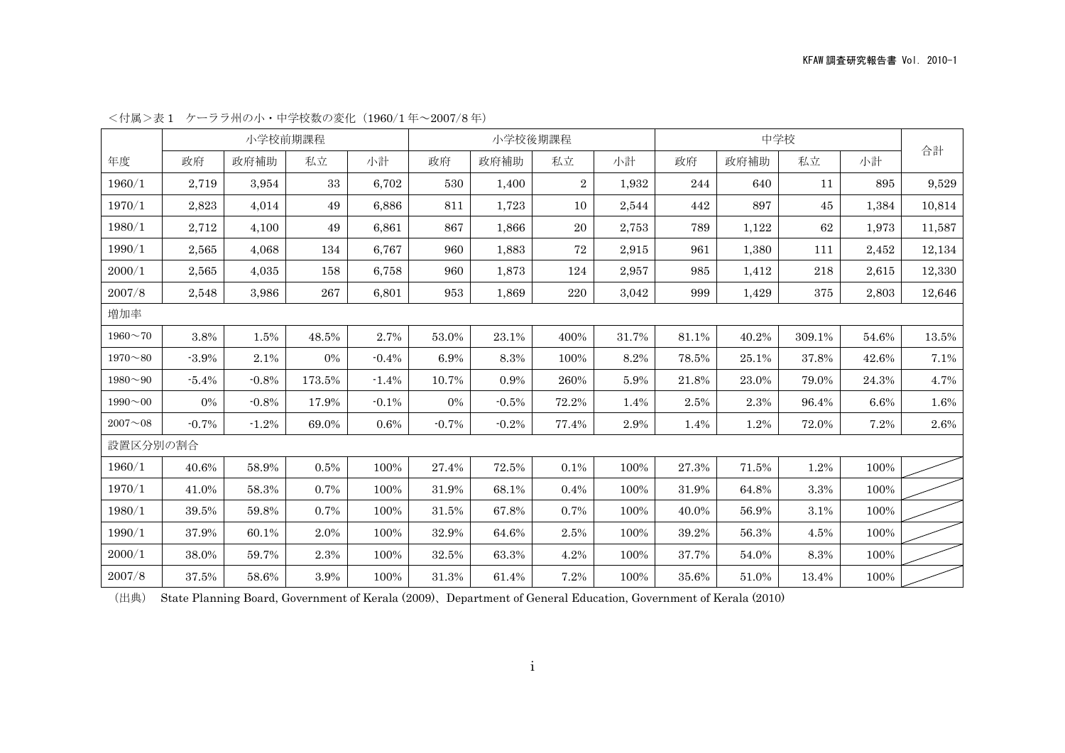<付属>表1　ケーララ州の小・中学校数の変化（1960/1 年～2007/8 年）

| 年度 | 小学校前期課程 | | | | 小学校後期課程 | | | | 中学校 | | | | 合計 |
|---|---|---|---|---|---|---|---|---|---|---|---|---|---|
| | 政府 | 政府補助 | 私立 | 小計 | 政府 | 政府補助 | 私立 | 小計 | 政府 | 政府補助 | 私立 | 小計 | |
| 1960/1 | 2,719 | 3,954 | 33 | 6,702 | 530 | 1,400 | 2 | 1,932 | 244 | 640 | 11 | 895 | 9,529 |
| 1970/1 | 2,823 | 4,014 | 49 | 6,886 | 811 | 1,723 | 10 | 2,544 | 442 | 897 | 45 | 1,384 | 10,814 |
| 1980/1 | 2,712 | 4,100 | 49 | 6,861 | 867 | 1,866 | 20 | 2,753 | 789 | 1,122 | 62 | 1,973 | 11,587 |
| 1990/1 | 2,565 | 4,068 | 134 | 6,767 | 960 | 1,883 | 72 | 2,915 | 961 | 1,380 | 111 | 2,452 | 12,134 |
| 2000/1 | 2,565 | 4,035 | 158 | 6,758 | 960 | 1,873 | 124 | 2,957 | 985 | 1,412 | 218 | 2,615 | 12,330 |
| 2007/8 | 2,548 | 3,986 | 267 | 6,801 | 953 | 1,869 | 220 | 3,042 | 999 | 1,429 | 375 | 2,803 | 12,646 |
| 増加率 | | | | | | | | | | | | | |
| 1960～70 | 3.8% | 1.5% | 48.5% | 2.7% | 53.0% | 23.1% | 400% | 31.7% | 81.1% | 40.2% | 309.1% | 54.6% | 13.5% |
| 1970～80 | -3.9% | 2.1% | 0% | -0.4% | 6.9% | 8.3% | 100% | 8.2% | 78.5% | 25.1% | 37.8% | 42.6% | 7.1% |
| 1980～90 | -5.4% | -0.8% | 173.5% | -1.4% | 10.7% | 0.9% | 260% | 5.9% | 21.8% | 23.0% | 79.0% | 24.3% | 4.7% |
| 1990～00 | 0% | -0.8% | 17.9% | -0.1% | 0% | -0.5% | 72.2% | 1.4% | 2.5% | 2.3% | 96.4% | 6.6% | 1.6% |
| 2007～08 | -0.7% | -1.2% | 69.0% | 0.6% | -0.7% | -0.2% | 77.4% | 2.9% | 1.4% | 1.2% | 72.0% | 7.2% | 2.6% |
| 設置区分別の割合 | | | | | | | | | | | | | |
| 1960/1 | 40.6% | 58.9% | 0.5% | 100% | 27.4% | 72.5% | 0.1% | 100% | 27.3% | 71.5% | 1.2% | 100% | |
| 1970/1 | 41.0% | 58.3% | 0.7% | 100% | 31.9% | 68.1% | 0.4% | 100% | 31.9% | 64.8% | 3.3% | 100% | |
| 1980/1 | 39.5% | 59.8% | 0.7% | 100% | 31.5% | 67.8% | 0.7% | 100% | 40.0% | 56.9% | 3.1% | 100% | |
| 1990/1 | 37.9% | 60.1% | 2.0% | 100% | 32.9% | 64.6% | 2.5% | 100% | 39.2% | 56.3% | 4.5% | 100% | |
| 2000/1 | 38.0% | 59.7% | 2.3% | 100% | 32.5% | 63.3% | 4.2% | 100% | 37.7% | 54.0% | 8.3% | 100% | |
| 2007/8 | 37.5% | 58.6% | 3.9% | 100% | 31.3% | 61.4% | 7.2% | 100% | 35.6% | 51.0% | 13.4% | 100% | |

（出典）　State Planning Board, Government of Kerala (2009)、Department of General Education, Government of Kerala (2010)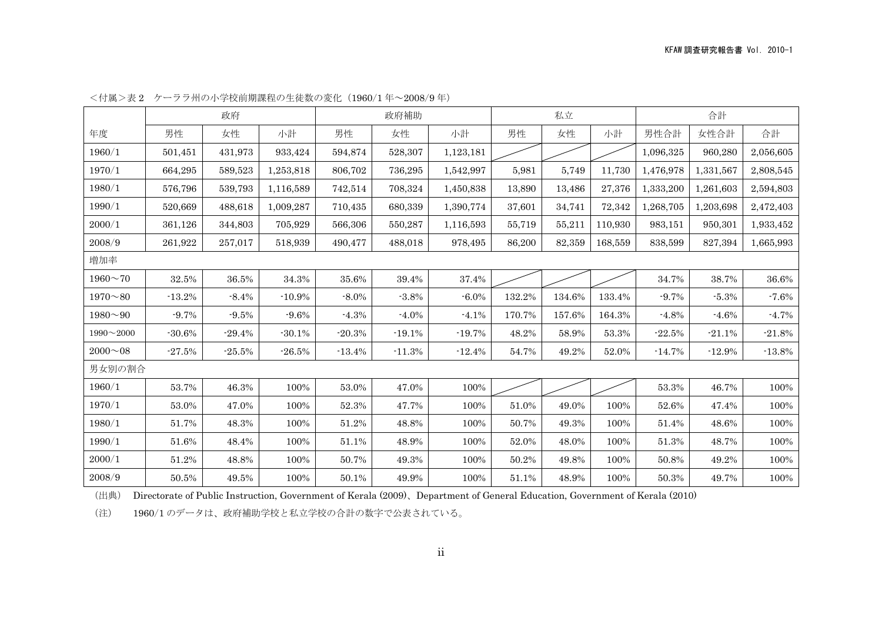＜付属＞表 2　ケーララ州の小学校前期課程の生徒数の変化（1960/1 年〜2008/9 年）

| | 政府 | | | 政府補助 | | | 私立 | | | 合計 | | |
|---|---|---|---|---|---|---|---|---|---|---|---|---|
| 年度 | 男性 | 女性 | 小計 | 男性 | 女性 | 小計 | 男性 | 女性 | 小計 | 男性合計 | 女性合計 | 合計 |
| 1960/1 | 501,451 | 431,973 | 933,424 | 594,874 | 528,307 | 1,123,181 | | | | 1,096,325 | 960,280 | 2,056,605 |
| 1970/1 | 664,295 | 589,523 | 1,253,818 | 806,702 | 736,295 | 1,542,997 | 5,981 | 5,749 | 11,730 | 1,476,978 | 1,331,567 | 2,808,545 |
| 1980/1 | 576,796 | 539,793 | 1,116,589 | 742,514 | 708,324 | 1,450,838 | 13,890 | 13,486 | 27,376 | 1,333,200 | 1,261,603 | 2,594,803 |
| 1990/1 | 520,669 | 488,618 | 1,009,287 | 710,435 | 680,339 | 1,390,774 | 37,601 | 34,741 | 72,342 | 1,268,705 | 1,203,698 | 2,472,403 |
| 2000/1 | 361,126 | 344,803 | 705,929 | 566,306 | 550,287 | 1,116,593 | 55,719 | 55,211 | 110,930 | 983,151 | 950,301 | 1,933,452 |
| 2008/9 | 261,922 | 257,017 | 518,939 | 490,477 | 488,018 | 978,495 | 86,200 | 82,359 | 168,559 | 838,599 | 827,394 | 1,665,993 |
| 増加率 | | | | | | | | | | | | |
| 1960〜70 | 32.5% | 36.5% | 34.3% | 35.6% | 39.4% | 37.4% | | | | 34.7% | 38.7% | 36.6% |
| 1970〜80 | -13.2% | -8.4% | -10.9% | -8.0% | -3.8% | -6.0% | 132.2% | 134.6% | 133.4% | -9.7% | -5.3% | -7.6% |
| 1980〜90 | -9.7% | -9.5% | -9.6% | -4.3% | -4.0% | -4.1% | 170.7% | 157.6% | 164.3% | -4.8% | -4.6% | -4.7% |
| 1990〜2000 | -30.6% | -29.4% | -30.1% | -20.3% | -19.1% | -19.7% | 48.2% | 58.9% | 53.3% | -22.5% | -21.1% | -21.8% |
| 2000〜08 | -27.5% | -25.5% | -26.5% | -13.4% | -11.3% | -12.4% | 54.7% | 49.2% | 52.0% | -14.7% | -12.9% | -13.8% |
| 男女別の割合 | | | | | | | | | | | | |
| 1960/1 | 53.7% | 46.3% | 100% | 53.0% | 47.0% | 100% | | | | 53.3% | 46.7% | 100% |
| 1970/1 | 53.0% | 47.0% | 100% | 52.3% | 47.7% | 100% | 51.0% | 49.0% | 100% | 52.6% | 47.4% | 100% |
| 1980/1 | 51.7% | 48.3% | 100% | 51.2% | 48.8% | 100% | 50.7% | 49.3% | 100% | 51.4% | 48.6% | 100% |
| 1990/1 | 51.6% | 48.4% | 100% | 51.1% | 48.9% | 100% | 52.0% | 48.0% | 100% | 51.3% | 48.7% | 100% |
| 2000/1 | 51.2% | 48.8% | 100% | 50.7% | 49.3% | 100% | 50.2% | 49.8% | 100% | 50.8% | 49.2% | 100% |
| 2008/9 | 50.5% | 49.5% | 100% | 50.1% | 49.9% | 100% | 51.1% | 48.9% | 100% | 50.3% | 49.7% | 100% |

（出典）　Directorate of Public Instruction, Government of Kerala (2009)、Department of General Education, Government of Kerala (2010)

（注）　1960/1 のデータは、政府補助学校と私立学校の合計の数字で公表されている。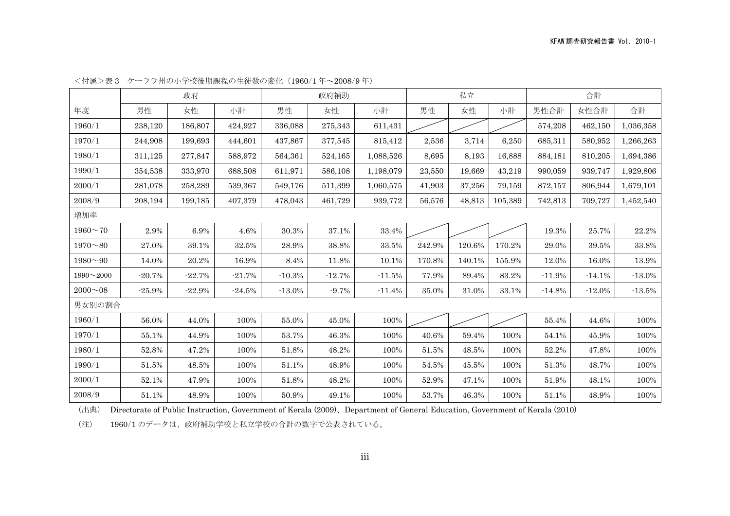＜付属＞表 3　ケーララ州の小学校後期課程の生徒数の変化（1960/1 年～2008/9 年）

| | 政府 | | | 政府補助 | | | 私立 | | | 合計 | | |
|---|---|---|---|---|---|---|---|---|---|---|---|---|
| 年度 | 男性 | 女性 | 小計 | 男性 | 女性 | 小計 | 男性 | 女性 | 小計 | 男性合計 | 女性合計 | 合計 |
| 1960/1 | 238,120 | 186,807 | 424,927 | 336,088 | 275,343 | 611,431 | | | | 574,208 | 462,150 | 1,036,358 |
| 1970/1 | 244,908 | 199,693 | 444,601 | 437,867 | 377,545 | 815,412 | 2,536 | 3,714 | 6,250 | 685,311 | 580,952 | 1,266,263 |
| 1980/1 | 311,125 | 277,847 | 588,972 | 564,361 | 524,165 | 1,088,526 | 8,695 | 8,193 | 16,888 | 884,181 | 810,205 | 1,694,386 |
| 1990/1 | 354,538 | 333,970 | 688,508 | 611,971 | 586,108 | 1,198,079 | 23,550 | 19,669 | 43,219 | 990,059 | 939,747 | 1,929,806 |
| 2000/1 | 281,078 | 258,289 | 539,367 | 549,176 | 511,399 | 1,060,575 | 41,903 | 37,256 | 79,159 | 872,157 | 806,944 | 1,679,101 |
| 2008/9 | 208,194 | 199,185 | 407,379 | 478,043 | 461,729 | 939,772 | 56,576 | 48,813 | 105,389 | 742,813 | 709,727 | 1,452,540 |
| 増加率 | | | | | | | | | | | | |
| 1960～70 | 2.9% | 6.9% | 4.6% | 30.3% | 37.1% | 33.4% | | | | 19.3% | 25.7% | 22.2% |
| 1970～80 | 27.0% | 39.1% | 32.5% | 28.9% | 38.8% | 33.5% | 242.9% | 120.6% | 170.2% | 29.0% | 39.5% | 33.8% |
| 1980～90 | 14.0% | 20.2% | 16.9% | 8.4% | 11.8% | 10.1% | 170.8% | 140.1% | 155.9% | 12.0% | 16.0% | 13.9% |
| 1990～2000 | -20.7% | -22.7% | -21.7% | -10.3% | -12.7% | -11.5% | 77.9% | 89.4% | 83.2% | -11.9% | -14.1% | -13.0% |
| 2000～08 | -25.9% | -22.9% | -24.5% | -13.0% | -9.7% | -11.4% | 35.0% | 31.0% | 33.1% | -14.8% | -12.0% | -13.5% |
| 男女別の割合 | | | | | | | | | | | | |
| 1960/1 | 56.0% | 44.0% | 100% | 55.0% | 45.0% | 100% | | | | 55.4% | 44.6% | 100% |
| 1970/1 | 55.1% | 44.9% | 100% | 53.7% | 46.3% | 100% | 40.6% | 59.4% | 100% | 54.1% | 45.9% | 100% |
| 1980/1 | 52.8% | 47.2% | 100% | 51.8% | 48.2% | 100% | 51.5% | 48.5% | 100% | 52.2% | 47.8% | 100% |
| 1990/1 | 51.5% | 48.5% | 100% | 51.1% | 48.9% | 100% | 54.5% | 45.5% | 100% | 51.3% | 48.7% | 100% |
| 2000/1 | 52.1% | 47.9% | 100% | 51.8% | 48.2% | 100% | 52.9% | 47.1% | 100% | 51.9% | 48.1% | 100% |
| 2008/9 | 51.1% | 48.9% | 100% | 50.9% | 49.1% | 100% | 53.7% | 46.3% | 100% | 51.1% | 48.9% | 100% |

（出典）　Directorate of Public Instruction, Government of Kerala (2009)、Department of General Education, Government of Kerala (2010)

（注）　1960/1 のデータは、政府補助学校と私立学校の合計の数字で公表されている。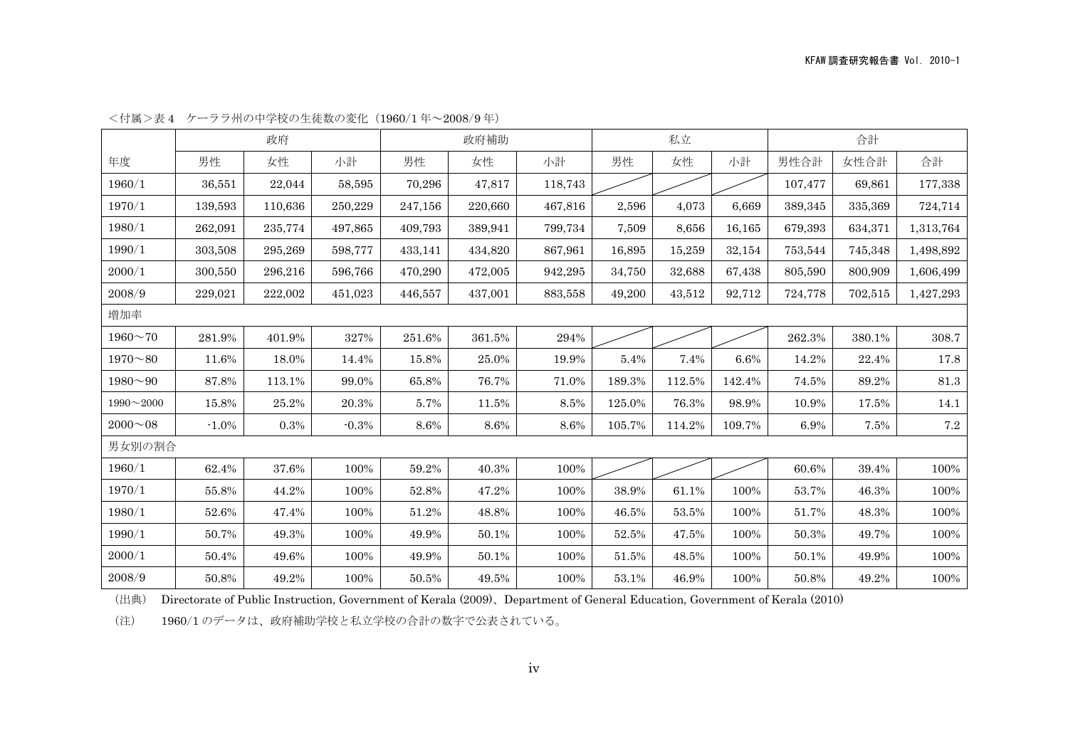<付属>表 4　ケーララ州の中学校の生徒数の変化（1960/1 年～2008/9 年）

| | 政府 | | | 政府補助 | | | 私立 | | | 合計 | | |
|---|---|---|---|---|---|---|---|---|---|---|---|---|
| 年度 | 男性 | 女性 | 小計 | 男性 | 女性 | 小計 | 男性 | 女性 | 小計 | 男性合計 | 女性合計 | 合計 |
| 1960/1 | 36,551 | 22,044 | 58,595 | 70,296 | 47,817 | 118,743 | | | | 107,477 | 69,861 | 177,338 |
| 1970/1 | 139,593 | 110,636 | 250,229 | 247,156 | 220,660 | 467,816 | 2,596 | 4,073 | 6,669 | 389,345 | 335,369 | 724,714 |
| 1980/1 | 262,091 | 235,774 | 497,865 | 409,793 | 389,941 | 799,734 | 7,509 | 8,656 | 16,165 | 679,393 | 634,371 | 1,313,764 |
| 1990/1 | 303,508 | 295,269 | 598,777 | 433,141 | 434,820 | 867,961 | 16,895 | 15,259 | 32,154 | 753,544 | 745,348 | 1,498,892 |
| 2000/1 | 300,550 | 296,216 | 596,766 | 470,290 | 472,005 | 942,295 | 34,750 | 32,688 | 67,438 | 805,590 | 800,909 | 1,606,499 |
| 2008/9 | 229,021 | 222,002 | 451,023 | 446,557 | 437,001 | 883,558 | 49,200 | 43,512 | 92,712 | 724,778 | 702,515 | 1,427,293 |
| 増加率 | | | | | | | | | | | | |
| 1960～70 | 281.9% | 401.9% | 327% | 251.6% | 361.5% | 294% | | | | 262.3% | 380.1% | 308.7 |
| 1970～80 | 11.6% | 18.0% | 14.4% | 15.8% | 25.0% | 19.9% | 5.4% | 7.4% | 6.6% | 14.2% | 22.4% | 17.8 |
| 1980～90 | 87.8% | 113.1% | 99.0% | 65.8% | 76.7% | 71.0% | 189.3% | 112.5% | 142.4% | 74.5% | 89.2% | 81.3 |
| 1990～2000 | 15.8% | 25.2% | 20.3% | 5.7% | 11.5% | 8.5% | 125.0% | 76.3% | 98.9% | 10.9% | 17.5% | 14.1 |
| 2000～08 | -1.0% | 0.3% | -0.3% | 8.6% | 8.6% | 8.6% | 105.7% | 114.2% | 109.7% | 6.9% | 7.5% | 7.2 |
| 男女別の割合 | | | | | | | | | | | | |
| 1960/1 | 62.4% | 37.6% | 100% | 59.2% | 40.3% | 100% | | | | 60.6% | 39.4% | 100% |
| 1970/1 | 55.8% | 44.2% | 100% | 52.8% | 47.2% | 100% | 38.9% | 61.1% | 100% | 53.7% | 46.3% | 100% |
| 1980/1 | 52.6% | 47.4% | 100% | 51.2% | 48.8% | 100% | 46.5% | 53.5% | 100% | 51.7% | 48.3% | 100% |
| 1990/1 | 50.7% | 49.3% | 100% | 49.9% | 50.1% | 100% | 52.5% | 47.5% | 100% | 50.3% | 49.7% | 100% |
| 2000/1 | 50.4% | 49.6% | 100% | 49.9% | 50.1% | 100% | 51.5% | 48.5% | 100% | 50.1% | 49.9% | 100% |
| 2008/9 | 50.8% | 49.2% | 100% | 50.5% | 49.5% | 100% | 53.1% | 46.9% | 100% | 50.8% | 49.2% | 100% |

（出典）　Directorate of Public Instruction, Government of Kerala (2009)、Department of General Education, Government of Kerala (2010)

（注）　1960/1 のデータは、政府補助学校と私立学校の合計の数字で公表されている。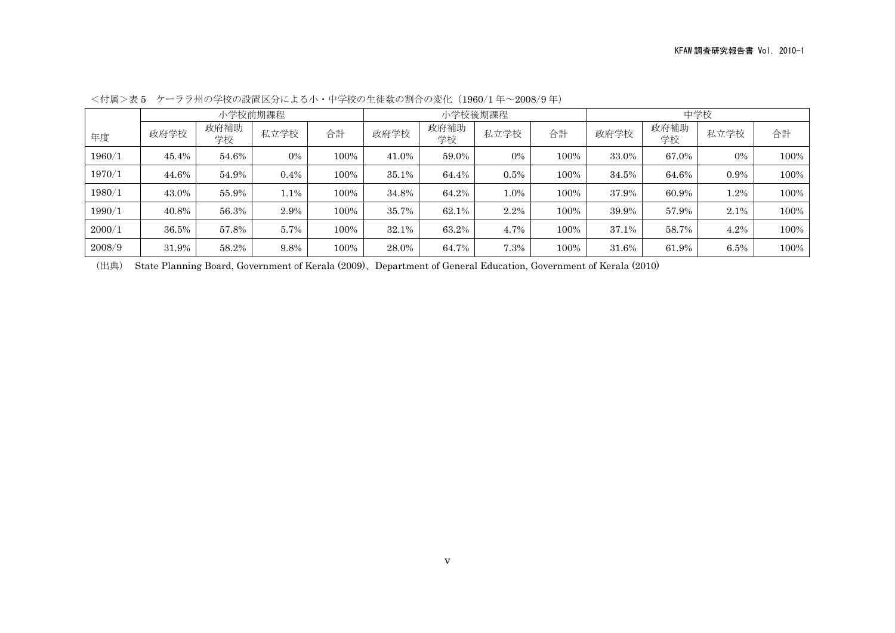<付属>表 5　ケーララ州の学校の設置区分による小・中学校の生徒数の割合の変化（1960/1 年～2008/9 年）

| | 小学校前期課程 | | | | 小学校後期課程 | | | | 中学校 | | | |
|---|---|---|---|---|---|---|---|---|---|---|---|---|
| 年度 | 政府学校 | 政府補助学校 | 私立学校 | 合計 | 政府学校 | 政府補助学校 | 私立学校 | 合計 | 政府学校 | 政府補助学校 | 私立学校 | 合計 |
| 1960/1 | 45.4% | 54.6% | 0% | 100% | 41.0% | 59.0% | 0% | 100% | 33.0% | 67.0% | 0% | 100% |
| 1970/1 | 44.6% | 54.9% | 0.4% | 100% | 35.1% | 64.4% | 0.5% | 100% | 34.5% | 64.6% | 0.9% | 100% |
| 1980/1 | 43.0% | 55.9% | 1.1% | 100% | 34.8% | 64.2% | 1.0% | 100% | 37.9% | 60.9% | 1.2% | 100% |
| 1990/1 | 40.8% | 56.3% | 2.9% | 100% | 35.7% | 62.1% | 2.2% | 100% | 39.9% | 57.9% | 2.1% | 100% |
| 2000/1 | 36.5% | 57.8% | 5.7% | 100% | 32.1% | 63.2% | 4.7% | 100% | 37.1% | 58.7% | 4.2% | 100% |
| 2008/9 | 31.9% | 58.2% | 9.8% | 100% | 28.0% | 64.7% | 7.3% | 100% | 31.6% | 61.9% | 6.5% | 100% |

（出典）　State Planning Board, Government of Kerala (2009)、Department of General Education, Government of Kerala (2010)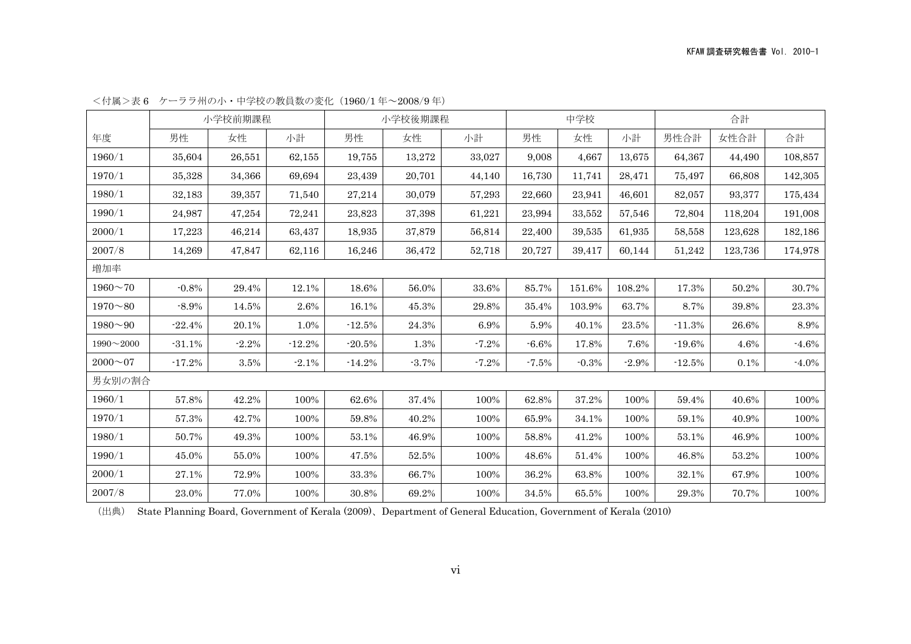＜付属＞表 6　ケーララ州の小・中学校の教員数の変化（1960/1 年～2008/9 年）

| | 小学校前期課程 | | | 小学校後期課程 | | | 中学校 | | | 合計 | | |
|---|---|---|---|---|---|---|---|---|---|---|---|---|
| 年度 | 男性 | 女性 | 小計 | 男性 | 女性 | 小計 | 男性 | 女性 | 小計 | 男性合計 | 女性合計 | 合計 |
| 1960/1 | 35,604 | 26,551 | 62,155 | 19,755 | 13,272 | 33,027 | 9,008 | 4,667 | 13,675 | 64,367 | 44,490 | 108,857 |
| 1970/1 | 35,328 | 34,366 | 69,694 | 23,439 | 20,701 | 44,140 | 16,730 | 11,741 | 28,471 | 75,497 | 66,808 | 142,305 |
| 1980/1 | 32,183 | 39,357 | 71,540 | 27,214 | 30,079 | 57,293 | 22,660 | 23,941 | 46,601 | 82,057 | 93,377 | 175,434 |
| 1990/1 | 24,987 | 47,254 | 72,241 | 23,823 | 37,398 | 61,221 | 23,994 | 33,552 | 57,546 | 72,804 | 118,204 | 191,008 |
| 2000/1 | 17,223 | 46,214 | 63,437 | 18,935 | 37,879 | 56,814 | 22,400 | 39,535 | 61,935 | 58,558 | 123,628 | 182,186 |
| 2007/8 | 14,269 | 47,847 | 62,116 | 16,246 | 36,472 | 52,718 | 20,727 | 39,417 | 60,144 | 51,242 | 123,736 | 174,978 |
| 増加率 | | | | | | | | | | | | |
| 1960～70 | -0.8% | 29.4% | 12.1% | 18.6% | 56.0% | 33.6% | 85.7% | 151.6% | 108.2% | 17.3% | 50.2% | 30.7% |
| 1970～80 | -8.9% | 14.5% | 2.6% | 16.1% | 45.3% | 29.8% | 35.4% | 103.9% | 63.7% | 8.7% | 39.8% | 23.3% |
| 1980～90 | -22.4% | 20.1% | 1.0% | -12.5% | 24.3% | 6.9% | 5.9% | 40.1% | 23.5% | -11.3% | 26.6% | 8.9% |
| 1990～2000 | -31.1% | -2.2% | -12.2% | -20.5% | 1.3% | -7.2% | -6.6% | 17.8% | 7.6% | -19.6% | 4.6% | -4.6% |
| 2000～07 | -17.2% | 3.5% | -2.1% | -14.2% | -3.7% | -7.2% | -7.5% | -0.3% | -2.9% | -12.5% | 0.1% | -4.0% |
| 男女別の割合 | | | | | | | | | | | | |
| 1960/1 | 57.8% | 42.2% | 100% | 62.6% | 37.4% | 100% | 62.8% | 37.2% | 100% | 59.4% | 40.6% | 100% |
| 1970/1 | 57.3% | 42.7% | 100% | 59.8% | 40.2% | 100% | 65.9% | 34.1% | 100% | 59.1% | 40.9% | 100% |
| 1980/1 | 50.7% | 49.3% | 100% | 53.1% | 46.9% | 100% | 58.8% | 41.2% | 100% | 53.1% | 46.9% | 100% |
| 1990/1 | 45.0% | 55.0% | 100% | 47.5% | 52.5% | 100% | 48.6% | 51.4% | 100% | 46.8% | 53.2% | 100% |
| 2000/1 | 27.1% | 72.9% | 100% | 33.3% | 66.7% | 100% | 36.2% | 63.8% | 100% | 32.1% | 67.9% | 100% |
| 2007/8 | 23.0% | 77.0% | 100% | 30.8% | 69.2% | 100% | 34.5% | 65.5% | 100% | 29.3% | 70.7% | 100% |

（出典）　State Planning Board, Government of Kerala (2009)、Department of General Education, Government of Kerala (2010)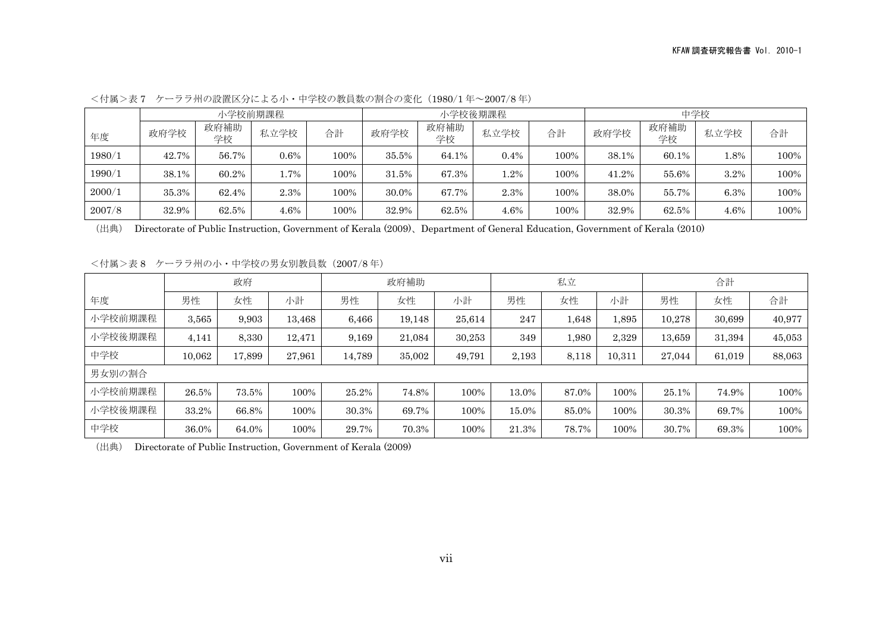＜付属＞表 7　ケーララ州の設置区分による小・中学校の教員数の割合の変化（1980/1 年～2007/8 年）

| 年度 | 小学校前期課程 | | | | 小学校後期課程 | | | | 中学校 | | | |
|---|---|---|---|---|---|---|---|---|---|---|---|---|
| | 政府学校 | 政府補助学校 | 私立学校 | 合計 | 政府学校 | 政府補助学校 | 私立学校 | 合計 | 政府学校 | 政府補助学校 | 私立学校 | 合計 |
| 1980/1 | 42.7% | 56.7% | 0.6% | 100% | 35.5% | 64.1% | 0.4% | 100% | 38.1% | 60.1% | 1.8% | 100% |
| 1990/1 | 38.1% | 60.2% | 1.7% | 100% | 31.5% | 67.3% | 1.2% | 100% | 41.2% | 55.6% | 3.2% | 100% |
| 2000/1 | 35.3% | 62.4% | 2.3% | 100% | 30.0% | 67.7% | 2.3% | 100% | 38.0% | 55.7% | 6.3% | 100% |
| 2007/8 | 32.9% | 62.5% | 4.6% | 100% | 32.9% | 62.5% | 4.6% | 100% | 32.9% | 62.5% | 4.6% | 100% |

（出典）　Directorate of Public Instruction, Government of Kerala (2009)、Department of General Education, Government of Kerala (2010)

＜付属＞表 8　ケーララ州の小・中学校の男女別教員数（2007/8 年）

| 年度 | 政府 | | | 政府補助 | | | 私立 | | | 合計 | | |
|---|---|---|---|---|---|---|---|---|---|---|---|---|
| | 男性 | 女性 | 小計 | 男性 | 女性 | 小計 | 男性 | 女性 | 小計 | 男性 | 女性 | 合計 |
| 小学校前期課程 | 3,565 | 9,903 | 13,468 | 6,466 | 19,148 | 25,614 | 247 | 1,648 | 1,895 | 10,278 | 30,699 | 40,977 |
| 小学校後期課程 | 4,141 | 8,330 | 12,471 | 9,169 | 21,084 | 30,253 | 349 | 1,980 | 2,329 | 13,659 | 31,394 | 45,053 |
| 中学校 | 10,062 | 17,899 | 27,961 | 14,789 | 35,002 | 49,791 | 2,193 | 8,118 | 10,311 | 27,044 | 61,019 | 88,063 |
| 男女別の割合 | | | | | | | | | | | | |
| 小学校前期課程 | 26.5% | 73.5% | 100% | 25.2% | 74.8% | 100% | 13.0% | 87.0% | 100% | 25.1% | 74.9% | 100% |
| 小学校後期課程 | 33.2% | 66.8% | 100% | 30.3% | 69.7% | 100% | 15.0% | 85.0% | 100% | 30.3% | 69.7% | 100% |
| 中学校 | 36.0% | 64.0% | 100% | 29.7% | 70.3% | 100% | 21.3% | 78.7% | 100% | 30.7% | 69.3% | 100% |

（出典）　Directorate of Public Instruction, Government of Kerala (2009)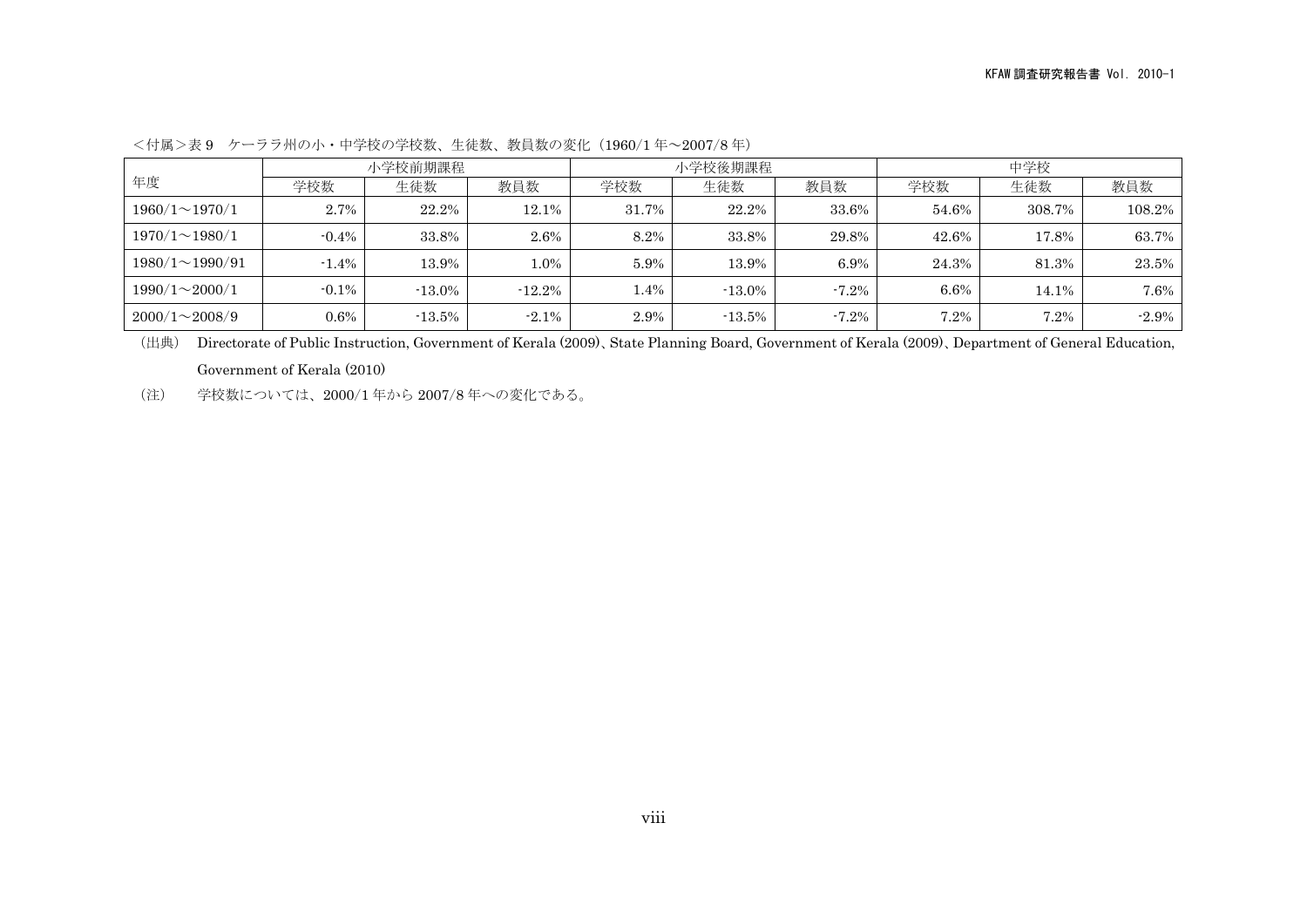<付属>表 9　ケーララ州の小・中学校の学校数、生徒数、教員数の変化（1960/1 年～2007/8 年）

| 年度 | 小学校前期課程 | | | 小学校後期課程 | | | 中学校 | | |
|---|---|---|---|---|---|---|---|---|---|
| | 学校数 | 生徒数 | 教員数 | 学校数 | 生徒数 | 教員数 | 学校数 | 生徒数 | 教員数 |
| 1960/1～1970/1 | 2.7% | 22.2% | 12.1% | 31.7% | 22.2% | 33.6% | 54.6% | 308.7% | 108.2% |
| 1970/1～1980/1 | -0.4% | 33.8% | 2.6% | 8.2% | 33.8% | 29.8% | 42.6% | 17.8% | 63.7% |
| 1980/1～1990/91 | -1.4% | 13.9% | 1.0% | 5.9% | 13.9% | 6.9% | 24.3% | 81.3% | 23.5% |
| 1990/1～2000/1 | -0.1% | -13.0% | -12.2% | 1.4% | -13.0% | -7.2% | 6.6% | 14.1% | 7.6% |
| 2000/1～2008/9 | 0.6% | -13.5% | -2.1% | 2.9% | -13.5% | -7.2% | 7.2% | 7.2% | -2.9% |

（出典）　Directorate of Public Instruction, Government of Kerala (2009)、State Planning Board, Government of Kerala (2009)、Department of General Education, Government of Kerala (2010)

（注）　学校数については、2000/1 年から 2007/8 年への変化である。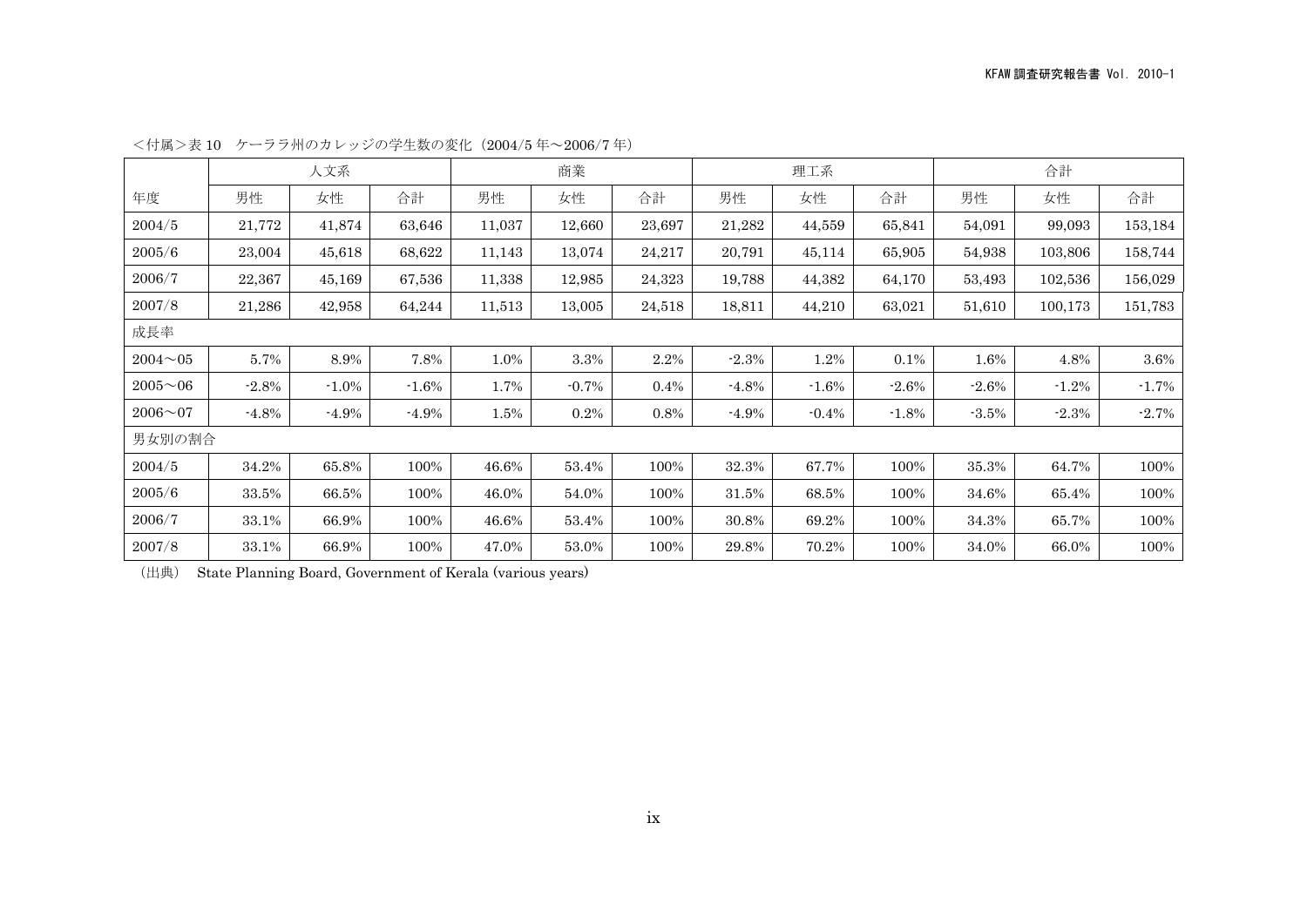<付属>表 10　ケーララ州のカレッジの学生数の変化（2004/5 年〜2006/7 年）

| | 人文系 | | | 商業 | | | 理工系 | | | 合計 | | |
|---|---|---|---|---|---|---|---|---|---|---|---|---|
| 年度 | 男性 | 女性 | 合計 | 男性 | 女性 | 合計 | 男性 | 女性 | 合計 | 男性 | 女性 | 合計 |
| 2004/5 | 21,772 | 41,874 | 63,646 | 11,037 | 12,660 | 23,697 | 21,282 | 44,559 | 65,841 | 54,091 | 99,093 | 153,184 |
| 2005/6 | 23,004 | 45,618 | 68,622 | 11,143 | 13,074 | 24,217 | 20,791 | 45,114 | 65,905 | 54,938 | 103,806 | 158,744 |
| 2006/7 | 22,367 | 45,169 | 67,536 | 11,338 | 12,985 | 24,323 | 19,788 | 44,382 | 64,170 | 53,493 | 102,536 | 156,029 |
| 2007/8 | 21,286 | 42,958 | 64,244 | 11,513 | 13,005 | 24,518 | 18,811 | 44,210 | 63,021 | 51,610 | 100,173 | 151,783 |
| 成長率 | | | | | | | | | | | | |
| 2004〜05 | 5.7% | 8.9% | 7.8% | 1.0% | 3.3% | 2.2% | -2.3% | 1.2% | 0.1% | 1.6% | 4.8% | 3.6% |
| 2005〜06 | -2.8% | -1.0% | -1.6% | 1.7% | -0.7% | 0.4% | -4.8% | -1.6% | -2.6% | -2.6% | -1.2% | -1.7% |
| 2006〜07 | -4.8% | -4.9% | -4.9% | 1.5% | 0.2% | 0.8% | -4.9% | -0.4% | -1.8% | -3.5% | -2.3% | -2.7% |
| 男女別の割合 | | | | | | | | | | | | |
| 2004/5 | 34.2% | 65.8% | 100% | 46.6% | 53.4% | 100% | 32.3% | 67.7% | 100% | 35.3% | 64.7% | 100% |
| 2005/6 | 33.5% | 66.5% | 100% | 46.0% | 54.0% | 100% | 31.5% | 68.5% | 100% | 34.6% | 65.4% | 100% |
| 2006/7 | 33.1% | 66.9% | 100% | 46.6% | 53.4% | 100% | 30.8% | 69.2% | 100% | 34.3% | 65.7% | 100% |
| 2007/8 | 33.1% | 66.9% | 100% | 47.0% | 53.0% | 100% | 29.8% | 70.2% | 100% | 34.0% | 66.0% | 100% |

（出典）　State Planning Board, Government of Kerala (various years)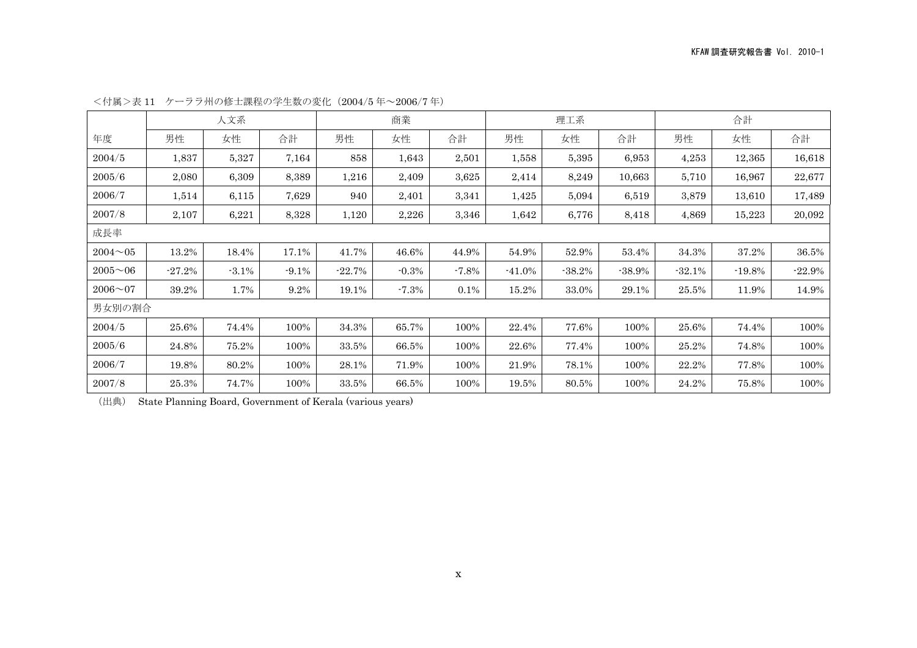＜付属＞表 11　ケーララ州の修士課程の学生数の変化（2004/5 年～2006/7 年）

| | 人文系 | | | 商業 | | | 理工系 | | | 合計 | | |
|---|---|---|---|---|---|---|---|---|---|---|---|---|
| 年度 | 男性 | 女性 | 合計 | 男性 | 女性 | 合計 | 男性 | 女性 | 合計 | 男性 | 女性 | 合計 |
| 2004/5 | 1,837 | 5,327 | 7,164 | 858 | 1,643 | 2,501 | 1,558 | 5,395 | 6,953 | 4,253 | 12,365 | 16,618 |
| 2005/6 | 2,080 | 6,309 | 8,389 | 1,216 | 2,409 | 3,625 | 2,414 | 8,249 | 10,663 | 5,710 | 16,967 | 22,677 |
| 2006/7 | 1,514 | 6,115 | 7,629 | 940 | 2,401 | 3,341 | 1,425 | 5,094 | 6,519 | 3,879 | 13,610 | 17,489 |
| 2007/8 | 2,107 | 6,221 | 8,328 | 1,120 | 2,226 | 3,346 | 1,642 | 6,776 | 8,418 | 4,869 | 15,223 | 20,092 |
| 成長率 | | | | | | | | | | | | |
| 2004～05 | 13.2% | 18.4% | 17.1% | 41.7% | 46.6% | 44.9% | 54.9% | 52.9% | 53.4% | 34.3% | 37.2% | 36.5% |
| 2005～06 | -27.2% | -3.1% | -9.1% | -22.7% | -0.3% | -7.8% | -41.0% | -38.2% | -38.9% | -32.1% | -19.8% | -22.9% |
| 2006～07 | 39.2% | 1.7% | 9.2% | 19.1% | -7.3% | 0.1% | 15.2% | 33.0% | 29.1% | 25.5% | 11.9% | 14.9% |
| 男女別の割合 | | | | | | | | | | | | |
| 2004/5 | 25.6% | 74.4% | 100% | 34.3% | 65.7% | 100% | 22.4% | 77.6% | 100% | 25.6% | 74.4% | 100% |
| 2005/6 | 24.8% | 75.2% | 100% | 33.5% | 66.5% | 100% | 22.6% | 77.4% | 100% | 25.2% | 74.8% | 100% |
| 2006/7 | 19.8% | 80.2% | 100% | 28.1% | 71.9% | 100% | 21.9% | 78.1% | 100% | 22.2% | 77.8% | 100% |
| 2007/8 | 25.3% | 74.7% | 100% | 33.5% | 66.5% | 100% | 19.5% | 80.5% | 100% | 24.2% | 75.8% | 100% |

（出典）　State Planning Board, Government of Kerala (various years)